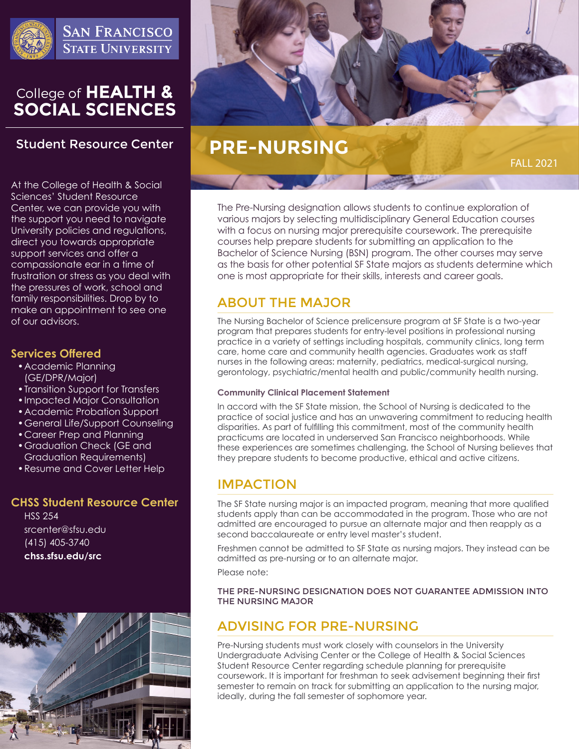San Francisco State University

# College of HEALTH & SOCIAL SCIENCES

## Student Resource Center

At the College of Health & Social Sciences' Student Resource Center, we can provide you with the support you need to navigate University policies and regulations, direct you towards appropriate support services and offer a compassionate ear in a time of frustration or stress as you deal with the pressures of work, school and family responsibilities. Drop by to make an appointment to see one of our advisors.

### Services Offered

- Academic Planning (GE/DPR/Major)
- Transition Support for Transfers
- Impacted Major Consultation
- Academic Probation Support
- General Life/Support Counseling
- Career Prep and Planning
- Graduation Check (GE and Graduation Requirements)
- Resume and Cover Letter Help

### CHSS Student Resource Center

HSS 254
srcenter@sfsu.edu
(415) 405-3740
**chss.sfsu.edu/src**

# PRE-NURSING

FALL 2021

The Pre-Nursing designation allows students to continue exploration of various majors by selecting multidisciplinary General Education courses with a focus on nursing major prerequisite coursework. The prerequisite courses help prepare students for submitting an application to the Bachelor of Science Nursing (BSN) program. The other courses may serve as the basis for other potential SF State majors as students determine which one is most appropriate for their skills, interests and career goals.

## ABOUT THE MAJOR

The Nursing Bachelor of Science prelicensure program at SF State is a two-year program that prepares students for entry-level positions in professional nursing practice in a variety of settings including hospitals, community clinics, long term care, home care and community health agencies. Graduates work as staff nurses in the following areas: maternity, pediatrics, medical-surgical nursing, gerontology, psychiatric/mental health and public/community health nursing.

### Community Clinical Placement Statement

In accord with the SF State mission, the School of Nursing is dedicated to the practice of social justice and has an unwavering commitment to reducing health disparities. As part of fulfilling this commitment, most of the community health practicums are located in underserved San Francisco neighborhoods. While these experiences are sometimes challenging, the School of Nursing believes that they prepare students to become productive, ethical and active citizens.

## IMPACTION

The SF State nursing major is an impacted program, meaning that more qualified students apply than can be accommodated in the program. Those who are not admitted are encouraged to pursue an alternate major and then reapply as a second baccalaureate or entry level master's student.

Freshmen cannot be admitted to SF State as nursing majors. They instead can be admitted as pre-nursing or to an alternate major.

Please note:

**THE PRE-NURSING DESIGNATION DOES NOT GUARANTEE ADMISSION INTO THE NURSING MAJOR**

## ADVISING FOR PRE-NURSING

Pre-Nursing students must work closely with counselors in the University Undergraduate Advising Center or the College of Health & Social Sciences Student Resource Center regarding schedule planning for prerequisite coursework. It is important for freshman to seek advisement beginning their first semester to remain on track for submitting an application to the nursing major, ideally, during the fall semester of sophomore year.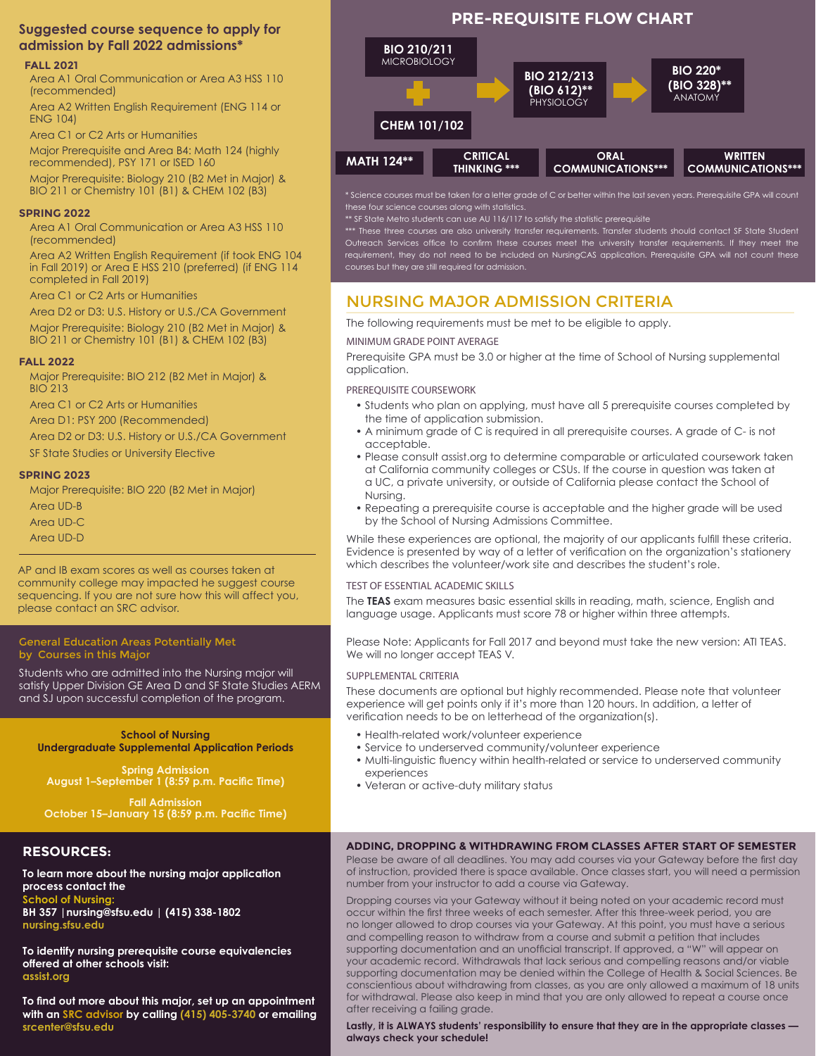## Suggested course sequence to apply for admission by Fall 2022 admissions*

### FALL 2021

- Area A1 Oral Communication or Area A3 HSS 110 (recommended)
- Area A2 Written English Requirement (ENG 114 or ENG 104)
- Area C1 or C2 Arts or Humanities
- Major Prerequisite and Area B4: Math 124 (highly recommended), PSY 171 or ISED 160
- Major Prerequisite: Biology 210 (B2 Met in Major) & BIO 211 or Chemistry 101 (B1) & CHEM 102 (B3)

### SPRING 2022

- Area A1 Oral Communication or Area A3 HSS 110 (recommended)
- Area A2 Written English Requirement (if took ENG 104 in Fall 2019) or Area E HSS 210 (preferred) (if ENG 114 completed in Fall 2019)
- Area C1 or C2 Arts or Humanities
- Area D2 or D3: U.S. History or U.S./CA Government
- Major Prerequisite: Biology 210 (B2 Met in Major) & BIO 211 or Chemistry 101 (B1) & CHEM 102 (B3)

### FALL 2022

- Major Prerequisite: BIO 212 (B2 Met in Major) & BIO 213
- Area C1 or C2 Arts or Humanities
- Area D1: PSY 200 (Recommended)
- Area D2 or D3: U.S. History or U.S./CA Government
- SF State Studies or University Elective

### SPRING 2023

- Major Prerequisite: BIO 220 (B2 Met in Major)
- Area UD-B
- Area UD-C
- Area UD-D

AP and IB exam scores as well as courses taken at community college may impacted he suggest course sequencing. If you are not sure how this will affect you, please contact an SRC advisor.

### General Education Areas Potentially Met by Courses in this Major

Students who are admitted into the Nursing major will satisfy Upper Division GE Area D and SF State Studies AERM and SJ upon successful completion of the program.

**School of Nursing**
**Undergraduate Supplemental Application Periods**

**Spring Admission**
**August 1–September 1 (8:59 p.m. Pacific Time)**

**Fall Admission**
**October 15–January 15 (8:59 p.m. Pacific Time)**

## RESOURCES:

**To learn more about the nursing major application process contact the School of Nursing:**
**BH 357 | nursing@sfsu.edu | (415) 338-1802**
**nursing.sfsu.edu**

**To identify nursing prerequisite course equivalencies offered at other schools visit:**
**assist.org**

**To find out more about this major, set up an appointment with an SRC advisor by calling (415) 405-3740 or emailing srcenter@sfsu.edu**

## PRE-REQUISITE FLOW CHART

BIO 210/211 MICROBIOLOGY + CHEM 101/102 → BIO 212/213 (BIO 612)** PHYSIOLOGY → BIO 220* (BIO 328)** ANATOMY

MATH 124** | CRITICAL THINKING *** | ORAL COMMUNICATIONS*** | WRITTEN COMMUNICATIONS***

\* Science courses must be taken for a letter grade of C or better within the last seven years. Prerequisite GPA will count these four science courses along with statistics.

** SF State Metro students can use AU 116/117 to satisfy the statistic prerequisite

*** These three courses are also university transfer requirements. Transfer students should contact SF State Student Outreach Services office to confirm these courses meet the university transfer requirements. If they meet the requirement, they do not need to be included on NursingCAS application. Prerequisite GPA will not count these courses but they are still required for admission.

## NURSING MAJOR ADMISSION CRITERIA

The following requirements must be met to be eligible to apply.

### MINIMUM GRADE POINT AVERAGE

Prerequisite GPA must be 3.0 or higher at the time of School of Nursing supplemental application.

### PREREQUISITE COURSEWORK

- Students who plan on applying, must have all 5 prerequisite courses completed by the time of application submission.
- A minimum grade of C is required in all prerequisite courses. A grade of C- is not acceptable.
- Please consult assist.org to determine comparable or articulated coursework taken at California community colleges or CSUs. If the course in question was taken at a UC, a private university, or outside of California please contact the School of Nursing.
- Repeating a prerequisite course is acceptable and the higher grade will be used by the School of Nursing Admissions Committee.

While these experiences are optional, the majority of our applicants fulfill these criteria. Evidence is presented by way of a letter of verification on the organization's stationery which describes the volunteer/work site and describes the student's role.

### TEST OF ESSENTIAL ACADEMIC SKILLS

The **TEAS** exam measures basic essential skills in reading, math, science, English and language usage. Applicants must score 78 or higher within three attempts.

Please Note: Applicants for Fall 2017 and beyond must take the new version: ATI TEAS. We will no longer accept TEAS V.

### SUPPLEMENTAL CRITERIA

These documents are optional but highly recommended. Please note that volunteer experience will get points only if it's more than 120 hours. In addition, a letter of verification needs to be on letterhead of the organization(s).

- Health-related work/volunteer experience
- Service to underserved community/volunteer experience
- Multi-linguistic fluency within health-related or service to underserved community experiences
- Veteran or active-duty military status

### ADDING, DROPPING & WITHDRAWING FROM CLASSES AFTER START OF SEMESTER

Please be aware of all deadlines. You may add courses via your Gateway before the first day of instruction, provided there is space available. Once classes start, you will need a permission number from your instructor to add a course via Gateway.

Dropping courses via your Gateway without it being noted on your academic record must occur within the first three weeks of each semester. After this three-week period, you are no longer allowed to drop courses via your Gateway. At this point, you must have a serious and compelling reason to withdraw from a course and submit a petition that includes supporting documentation and an unofficial transcript. If approved, a "W" will appear on your academic record. Withdrawals that lack serious and compelling reasons and/or viable supporting documentation may be denied within the College of Health & Social Sciences. Be conscientious about withdrawing from classes, as you are only allowed a maximum of 18 units for withdrawal. Please also keep in mind that you are only allowed to repeat a course once after receiving a failing grade.

**Lastly, it is ALWAYS students' responsibility to ensure that they are in the appropriate classes — always check your schedule!**